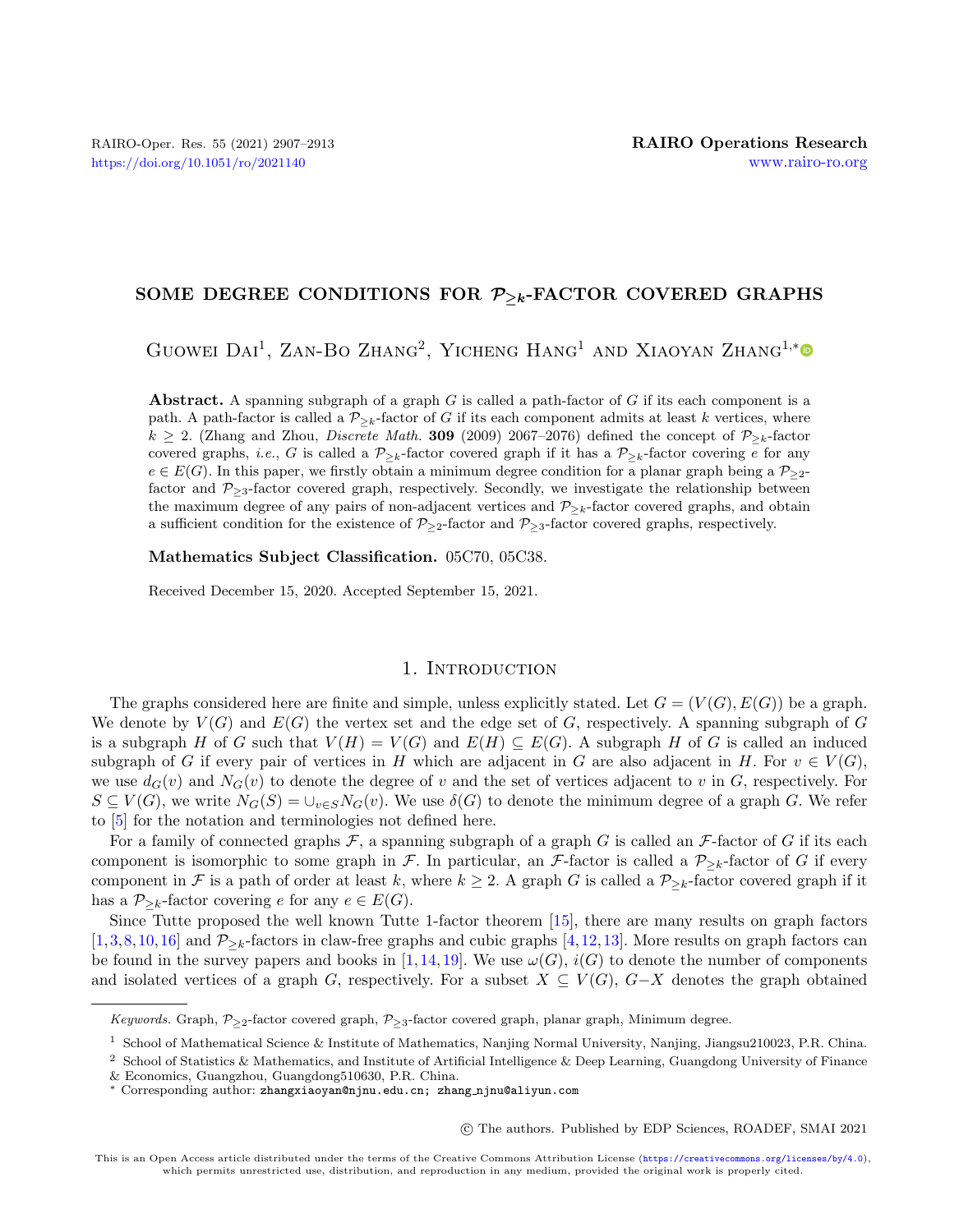# SOME DEGREE CONDITIONS FOR $\mathcal{P}_{\geq k}$-FACTOR COVERED GRAPHS

Guowei Dai[1], Zan-Bo Zhang[2], Yicheng Hang[1] and Xiaoyan Zhang[1,*]

**Abstract.** A spanning subgraph of a graph $G$ is called a path-factor of $G$ if its each component is a path. A path-factor is called a $\mathcal{P}_{\geq k}$-factor of $G$ if its each component admits at least $k$ vertices, where $k \geq 2$. (Zhang and Zhou, *Discrete Math.* **309** (2009) 2067–2076) defined the concept of $\mathcal{P}_{\geq k}$-factor covered graphs, *i.e.*, $G$ is called a $\mathcal{P}_{\geq k}$-factor covered graph if it has a $\mathcal{P}_{\geq k}$-factor covering $e$ for any $e \in E(G)$. In this paper, we firstly obtain a minimum degree condition for a planar graph being a $\mathcal{P}_{\geq 2}$-factor and $\mathcal{P}_{\geq 3}$-factor covered graph, respectively. Secondly, we investigate the relationship between the maximum degree of any pairs of non-adjacent vertices and $\mathcal{P}_{\geq k}$-factor covered graphs, and obtain a sufficient condition for the existence of $\mathcal{P}_{\geq 2}$-factor and $\mathcal{P}_{\geq 3}$-factor covered graphs, respectively.

**Mathematics Subject Classification.** 05C70, 05C38.

Received December 15, 2020. Accepted September 15, 2021.

## 1. Introduction

The graphs considered here are finite and simple, unless explicitly stated. Let $G = (V(G), E(G))$ be a graph. We denote by $V(G)$ and $E(G)$ the vertex set and the edge set of $G$, respectively. A spanning subgraph of $G$ is a subgraph $H$ of $G$ such that $V(H) = V(G)$ and $E(H) \subseteq E(G)$. A subgraph $H$ of $G$ is called an induced subgraph of $G$ if every pair of vertices in $H$ which are adjacent in $G$ are also adjacent in $H$. For $v \in V(G)$, we use $d_G(v)$ and $N_G(v)$ to denote the degree of $v$ and the set of vertices adjacent to $v$ in $G$, respectively. For $S \subseteq V(G)$, we write $N_G(S) = \cup_{v \in S} N_G(v)$. We use $\delta(G)$ to denote the minimum degree of a graph $G$. We refer to [5] for the notation and terminologies not defined here.

For a family of connected graphs $\mathcal{F}$, a spanning subgraph of a graph $G$ is called an $\mathcal{F}$-factor of $G$ if its each component is isomorphic to some graph in $\mathcal{F}$. In particular, an $\mathcal{F}$-factor is called a $\mathcal{P}_{\geq k}$-factor of $G$ if every component in $\mathcal{F}$ is a path of order at least $k$, where $k \geq 2$. A graph $G$ is called a $\mathcal{P}_{\geq k}$-factor covered graph if it has a $\mathcal{P}_{\geq k}$-factor covering $e$ for any $e \in E(G)$.

Since Tutte proposed the well known Tutte 1-factor theorem [15], there are many results on graph factors [1,3,8,10,16] and $\mathcal{P}_{\geq k}$-factors in claw-free graphs and cubic graphs [4,12,13]. More results on graph factors can be found in the survey papers and books in [1,14,19]. We use $\omega(G)$, $i(G)$ to denote the number of components and isolated vertices of a graph $G$, respectively. For a subset $X \subseteq V(G)$, $G - X$ denotes the graph obtained

*Keywords.* Graph, $\mathcal{P}_{\geq 2}$-factor covered graph, $\mathcal{P}_{\geq 3}$-factor covered graph, planar graph, Minimum degree.

[1] School of Mathematical Science & Institute of Mathematics, Nanjing Normal University, Nanjing, Jiangsu210023, P.R. China.

[2] School of Statistics & Mathematics, and Institute of Artificial Intelligence & Deep Learning, Guangdong University of Finance & Economics, Guangzhou, Guangdong510630, P.R. China.

[*] Corresponding author: zhangxiaoyan@njnu.edu.cn; zhang_njnu@aliyun.com

© The authors. Published by EDP Sciences, ROADEF, SMAI 2021

This is an Open Access article distributed under the terms of the Creative Commons Attribution License (https://creativecommons.org/licenses/by/4.0), which permits unrestricted use, distribution, and reproduction in any medium, provided the original work is properly cited.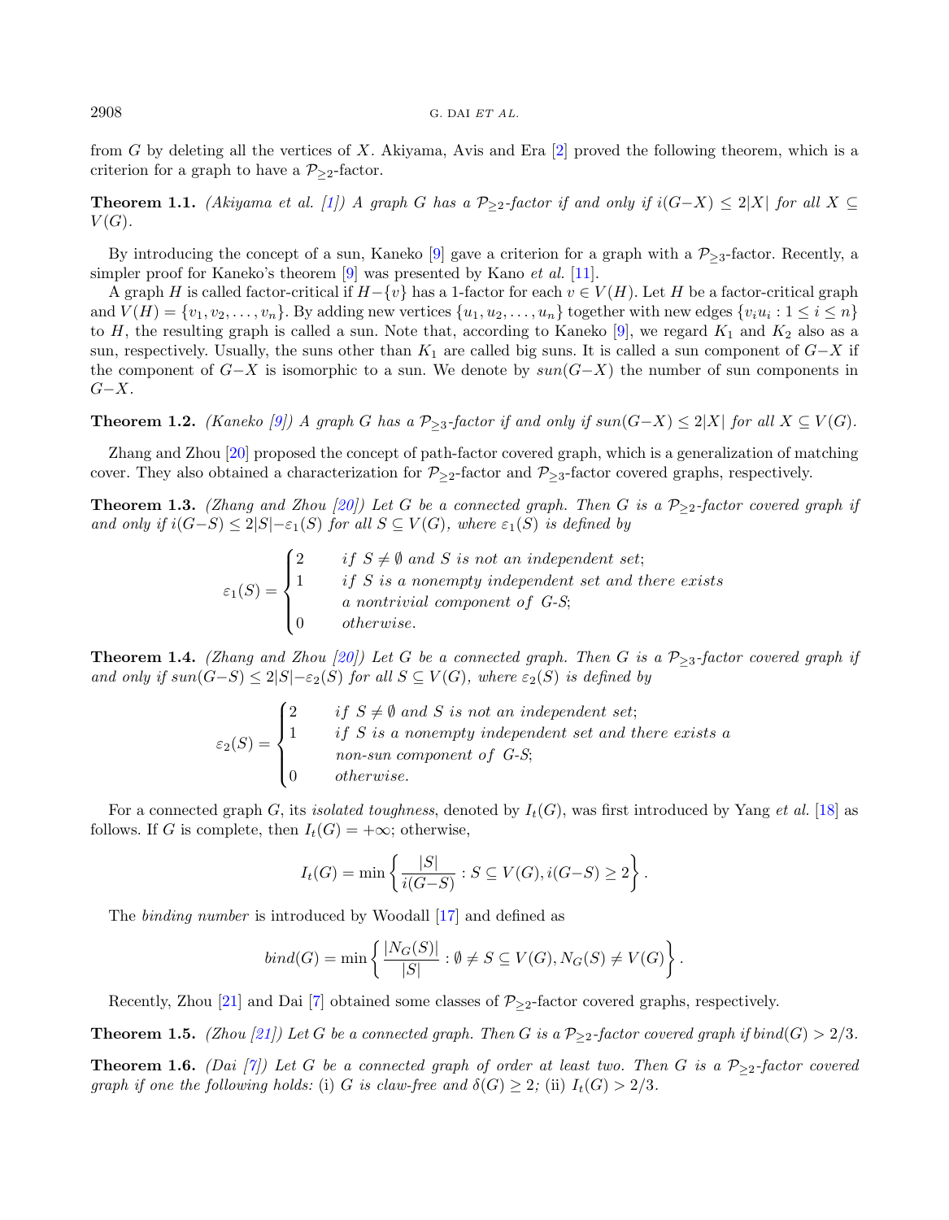from $G$ by deleting all the vertices of $X$. Akiyama, Avis and Era [2] proved the following theorem, which is a criterion for a graph to have a $\mathcal{P}_{\geq 2}$-factor.

**Theorem 1.1.** *(Akiyama et al. [1]) A graph $G$ has a $\mathcal{P}_{\geq 2}$-factor if and only if $i(G-X) \leq 2|X|$ for all $X \subseteq V(G)$.*

By introducing the concept of a sun, Kaneko [9] gave a criterion for a graph with a $\mathcal{P}_{\geq 3}$-factor. Recently, a simpler proof for Kaneko's theorem [9] was presented by Kano *et al.* [11].

A graph $H$ is called factor-critical if $H-\{v\}$ has a 1-factor for each $v \in V(H)$. Let $H$ be a factor-critical graph and $V(H) = \{v_1, v_2, \ldots, v_n\}$. By adding new vertices $\{u_1, u_2, \ldots, u_n\}$ together with new edges $\{v_i u_i : 1 \leq i \leq n\}$ to $H$, the resulting graph is called a sun. Note that, according to Kaneko [9], we regard $K_1$ and $K_2$ also as a sun, respectively. Usually, the suns other than $K_1$ are called big suns. It is called a sun component of $G-X$ if the component of $G-X$ is isomorphic to a sun. We denote by $sun(G-X)$ the number of sun components in $G-X$.

**Theorem 1.2.** *(Kaneko [9]) A graph $G$ has a $\mathcal{P}_{\geq 3}$-factor if and only if $sun(G-X) \leq 2|X|$ for all $X \subseteq V(G)$.*

Zhang and Zhou [20] proposed the concept of path-factor covered graph, which is a generalization of matching cover. They also obtained a characterization for $\mathcal{P}_{\geq 2}$-factor and $\mathcal{P}_{\geq 3}$-factor covered graphs, respectively.

**Theorem 1.3.** *(Zhang and Zhou [20]) Let $G$ be a connected graph. Then $G$ is a $\mathcal{P}_{\geq 2}$-factor covered graph if and only if $i(G-S) \leq 2|S| - \varepsilon_1(S)$ for all $S \subseteq V(G)$, where $\varepsilon_1(S)$ is defined by*

$$\varepsilon_1(S) = \begin{cases} 2 & if\ S \neq \emptyset \text{ and } S \text{ is not an independent set;} \\ 1 & if\ S \text{ is a nonempty independent set and there exists} \\ & \text{a nontrivial component of } G\text{-}S; \\ 0 & otherwise. \end{cases}$$

**Theorem 1.4.** *(Zhang and Zhou [20]) Let $G$ be a connected graph. Then $G$ is a $\mathcal{P}_{\geq 3}$-factor covered graph if and only if $sun(G-S) \leq 2|S| - \varepsilon_2(S)$ for all $S \subseteq V(G)$, where $\varepsilon_2(S)$ is defined by*

$$\varepsilon_2(S) = \begin{cases} 2 & if\ S \neq \emptyset \text{ and } S \text{ is not an independent set;} \\ 1 & if\ S \text{ is a nonempty independent set and there exists a} \\ & \text{non-sun component of } G\text{-}S; \\ 0 & otherwise. \end{cases}$$

For a connected graph $G$, its *isolated toughness*, denoted by $I_t(G)$, was first introduced by Yang *et al.* [18] as follows. If $G$ is complete, then $I_t(G) = +\infty$; otherwise,

$$I_t(G) = \min\left\{\frac{|S|}{i(G-S)} : S \subseteq V(G), i(G-S) \geq 2\right\}.$$

The *binding number* is introduced by Woodall [17] and defined as

$$bind(G) = \min\left\{\frac{|N_G(S)|}{|S|} : \emptyset \neq S \subseteq V(G), N_G(S) \neq V(G)\right\}.$$

Recently, Zhou [21] and Dai [7] obtained some classes of $\mathcal{P}_{\geq 2}$-factor covered graphs, respectively.

**Theorem 1.5.** *(Zhou [21]) Let $G$ be a connected graph. Then $G$ is a $\mathcal{P}_{\geq 2}$-factor covered graph if $bind(G) > 2/3$.*

**Theorem 1.6.** *(Dai [7]) Let $G$ be a connected graph of order at least two. Then $G$ is a $\mathcal{P}_{\geq 2}$-factor covered graph if one the following holds:* (i) *$G$ is claw-free and $\delta(G) \geq 2$;* (ii) *$I_t(G) > 2/3$.*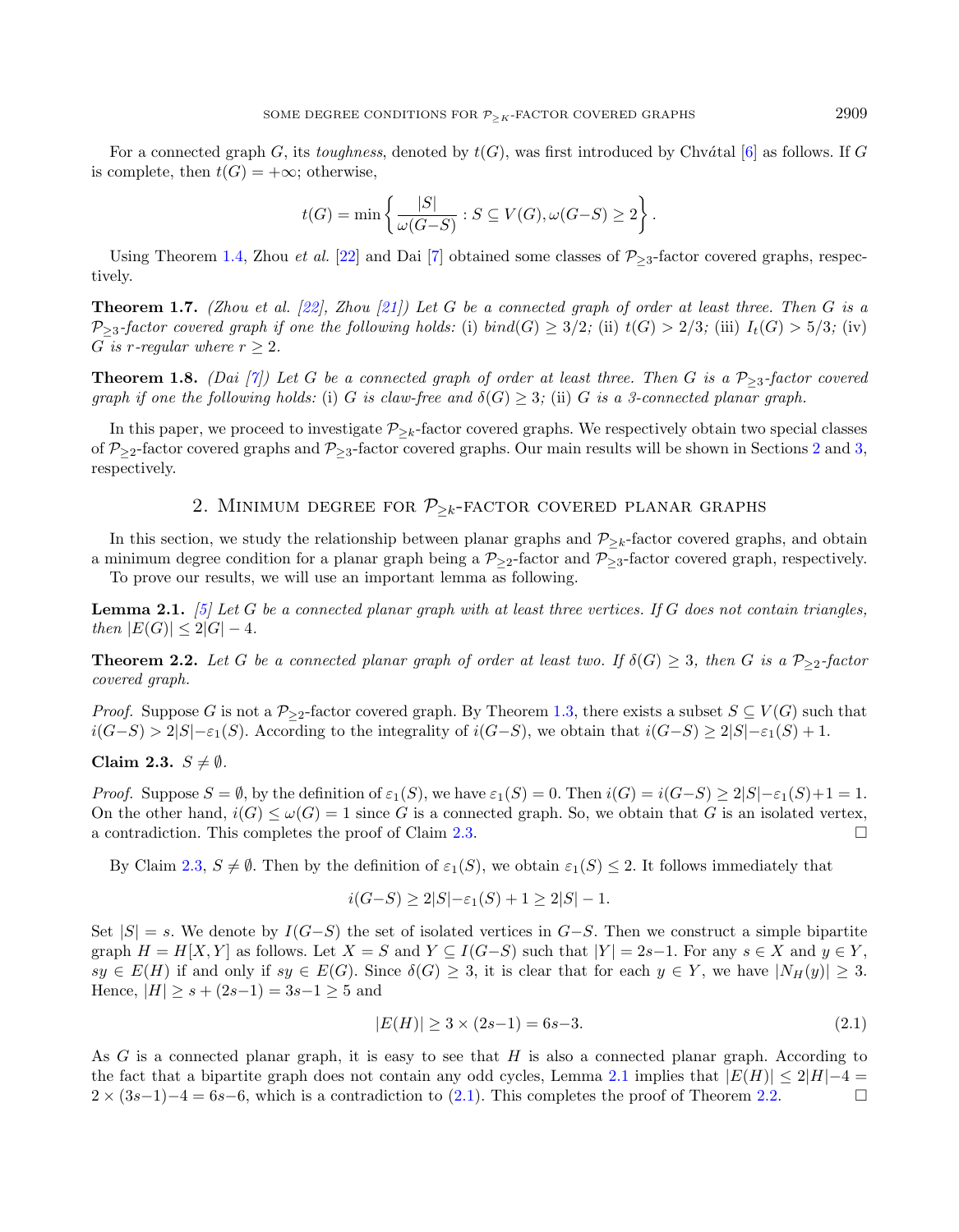For a connected graph $G$, its *toughness*, denoted by $t(G)$, was first introduced by Chvátal [6] as follows. If $G$ is complete, then $t(G) = +\infty$; otherwise,

$$t(G) = \min\left\{\frac{|S|}{\omega(G-S)} : S \subseteq V(G), \omega(G-S) \geq 2\right\}.$$

Using Theorem 1.4, Zhou *et al.* [22] and Dai [7] obtained some classes of $\mathcal{P}_{\geq 3}$-factor covered graphs, respectively.

**Theorem 1.7.** *(Zhou et al. [22], Zhou [21]) Let $G$ be a connected graph of order at least three. Then $G$ is a $\mathcal{P}_{\geq 3}$-factor covered graph if one the following holds:* (i) *$bind(G) \geq 3/2$;* (ii) *$t(G) > 2/3$;* (iii) *$I_t(G) > 5/3$;* (iv) *$G$ is $r$-regular where $r \geq 2$.*

**Theorem 1.8.** *(Dai [7]) Let $G$ be a connected graph of order at least three. Then $G$ is a $\mathcal{P}_{\geq 3}$-factor covered graph if one the following holds:* (i) *$G$ is claw-free and $\delta(G) \geq 3$;* (ii) *$G$ is a 3-connected planar graph.*

In this paper, we proceed to investigate $\mathcal{P}_{\geq k}$-factor covered graphs. We respectively obtain two special classes of $\mathcal{P}_{\geq 2}$-factor covered graphs and $\mathcal{P}_{\geq 3}$-factor covered graphs. Our main results will be shown in Sections 2 and 3, respectively.

## 2. Minimum degree for $\mathcal{P}_{\geq k}$-factor covered planar graphs

In this section, we study the relationship between planar graphs and $\mathcal{P}_{\geq k}$-factor covered graphs, and obtain a minimum degree condition for a planar graph being a $\mathcal{P}_{\geq 2}$-factor and $\mathcal{P}_{\geq 3}$-factor covered graph, respectively.

To prove our results, we will use an important lemma as following.

**Lemma 2.1.** *[5] Let $G$ be a connected planar graph with at least three vertices. If $G$ does not contain triangles, then $|E(G)| \leq 2|G| - 4$.*

**Theorem 2.2.** *Let $G$ be a connected planar graph of order at least two. If $\delta(G) \geq 3$, then $G$ is a $\mathcal{P}_{\geq 2}$-factor covered graph.*

*Proof.* Suppose $G$ is not a $\mathcal{P}_{\geq 2}$-factor covered graph. By Theorem 1.3, there exists a subset $S \subseteq V(G)$ such that $i(G-S) > 2|S| - \varepsilon_1(S)$. According to the integrality of $i(G-S)$, we obtain that $i(G-S) \geq 2|S| - \varepsilon_1(S) + 1$.

**Claim 2.3.** $S \neq \emptyset$.

*Proof.* Suppose $S = \emptyset$, by the definition of $\varepsilon_1(S)$, we have $\varepsilon_1(S) = 0$. Then $i(G) = i(G-S) \geq 2|S| - \varepsilon_1(S) + 1 = 1$. On the other hand, $i(G) \leq \omega(G) = 1$ since $G$ is a connected graph. So, we obtain that $G$ is an isolated vertex, a contradiction. This completes the proof of Claim 2.3. □

By Claim 2.3, $S \neq \emptyset$. Then by the definition of $\varepsilon_1(S)$, we obtain $\varepsilon_1(S) \leq 2$. It follows immediately that

$$i(G-S) \geq 2|S| - \varepsilon_1(S) + 1 \geq 2|S| - 1.$$

Set $|S| = s$. We denote by $I(G-S)$ the set of isolated vertices in $G-S$. Then we construct a simple bipartite graph $H = H[X, Y]$ as follows. Let $X = S$ and $Y \subseteq I(G-S)$ such that $|Y| = 2s-1$. For any $s \in X$ and $y \in Y$, $sy \in E(H)$ if and only if $sy \in E(G)$. Since $\delta(G) \geq 3$, it is clear that for each $y \in Y$, we have $|N_H(y)| \geq 3$. Hence, $|H| \geq s + (2s-1) = 3s-1 \geq 5$ and

$$|E(H)| \geq 3 \times (2s-1) = 6s-3. \tag{2.1}$$

As $G$ is a connected planar graph, it is easy to see that $H$ is also a connected planar graph. According to the fact that a bipartite graph does not contain any odd cycles, Lemma 2.1 implies that $|E(H)| \leq 2|H| - 4 = 2 \times (3s-1) - 4 = 6s-6$, which is a contradiction to (2.1). This completes the proof of Theorem 2.2. □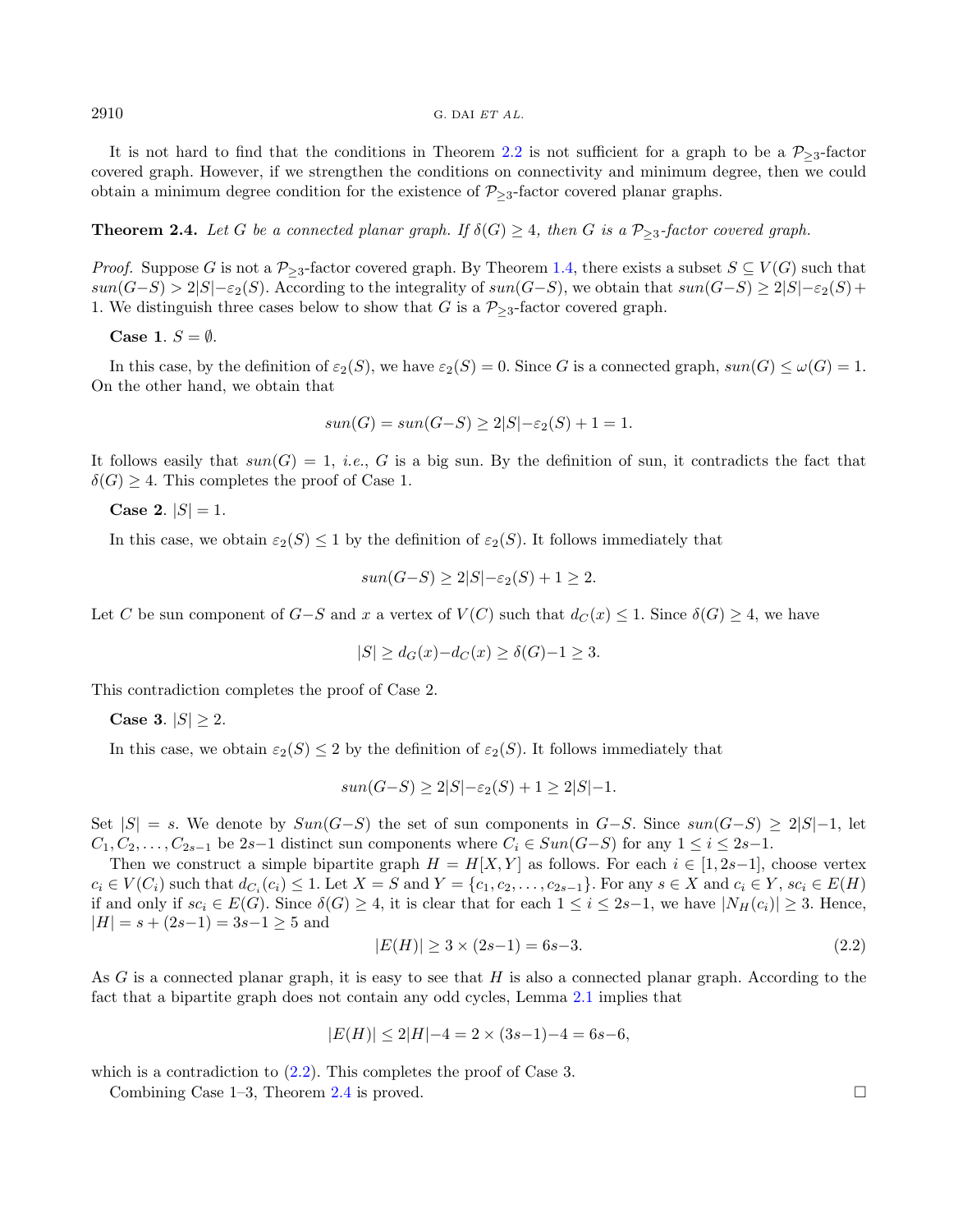It is not hard to find that the conditions in Theorem 2.2 is not sufficient for a graph to be a $\mathcal{P}_{\geq 3}$-factor covered graph. However, if we strengthen the conditions on connectivity and minimum degree, then we could obtain a minimum degree condition for the existence of $\mathcal{P}_{\geq 3}$-factor covered planar graphs.

**Theorem 2.4.** *Let $G$ be a connected planar graph. If $\delta(G) \geq 4$, then $G$ is a $\mathcal{P}_{\geq 3}$-factor covered graph.*

*Proof.* Suppose $G$ is not a $\mathcal{P}_{\geq 3}$-factor covered graph. By Theorem 1.4, there exists a subset $S \subseteq V(G)$ such that $sun(G-S) > 2|S| - \varepsilon_2(S)$. According to the integrality of $sun(G-S)$, we obtain that $sun(G-S) \geq 2|S| - \varepsilon_2(S) + 1$. We distinguish three cases below to show that $G$ is a $\mathcal{P}_{\geq 3}$-factor covered graph.

**Case 1**. $S = \emptyset$.

In this case, by the definition of $\varepsilon_2(S)$, we have $\varepsilon_2(S) = 0$. Since $G$ is a connected graph, $sun(G) \leq \omega(G) = 1$. On the other hand, we obtain that

$$sun(G) = sun(G-S) \geq 2|S| - \varepsilon_2(S) + 1 = 1.$$

It follows easily that $sun(G) = 1$, *i.e.*, $G$ is a big sun. By the definition of sun, it contradicts the fact that $\delta(G) \geq 4$. This completes the proof of Case 1.

**Case 2**. $|S| = 1$.

In this case, we obtain $\varepsilon_2(S) \leq 1$ by the definition of $\varepsilon_2(S)$. It follows immediately that

$$sun(G-S) \geq 2|S| - \varepsilon_2(S) + 1 \geq 2.$$

Let $C$ be sun component of $G-S$ and $x$ a vertex of $V(C)$ such that $d_C(x) \leq 1$. Since $\delta(G) \geq 4$, we have

$$|S| \geq d_G(x) - d_C(x) \geq \delta(G) - 1 \geq 3.$$

This contradiction completes the proof of Case 2.

**Case 3**. $|S| \geq 2$.

In this case, we obtain $\varepsilon_2(S) \leq 2$ by the definition of $\varepsilon_2(S)$. It follows immediately that

$$sun(G-S) \geq 2|S| - \varepsilon_2(S) + 1 \geq 2|S| - 1.$$

Set $|S| = s$. We denote by $Sun(G-S)$ the set of sun components in $G-S$. Since $sun(G-S) \geq 2|S| - 1$, let $C_1, C_2, \ldots, C_{2s-1}$ be $2s-1$ distinct sun components where $C_i \in Sun(G-S)$ for any $1 \leq i \leq 2s-1$.

Then we construct a simple bipartite graph $H = H[X, Y]$ as follows. For each $i \in [1, 2s-1]$, choose vertex $c_i \in V(C_i)$ such that $d_{C_i}(c_i) \leq 1$. Let $X = S$ and $Y = \{c_1, c_2, \ldots, c_{2s-1}\}$. For any $s \in X$ and $c_i \in Y$, $sc_i \in E(H)$ if and only if $sc_i \in E(G)$. Since $\delta(G) \geq 4$, it is clear that for each $1 \leq i \leq 2s-1$, we have $|N_H(c_i)| \geq 3$. Hence, $|H| = s + (2s-1) = 3s-1 \geq 5$ and

$$|E(H)| \geq 3 \times (2s-1) = 6s-3. \tag{2.2}$$

As $G$ is a connected planar graph, it is easy to see that $H$ is also a connected planar graph. According to the fact that a bipartite graph does not contain any odd cycles, Lemma 2.1 implies that

$$|E(H)| \leq 2|H| - 4 = 2 \times (3s-1) - 4 = 6s-6,$$

which is a contradiction to (2.2). This completes the proof of Case 3.

Combining Case 1–3, Theorem 2.4 is proved. $\square$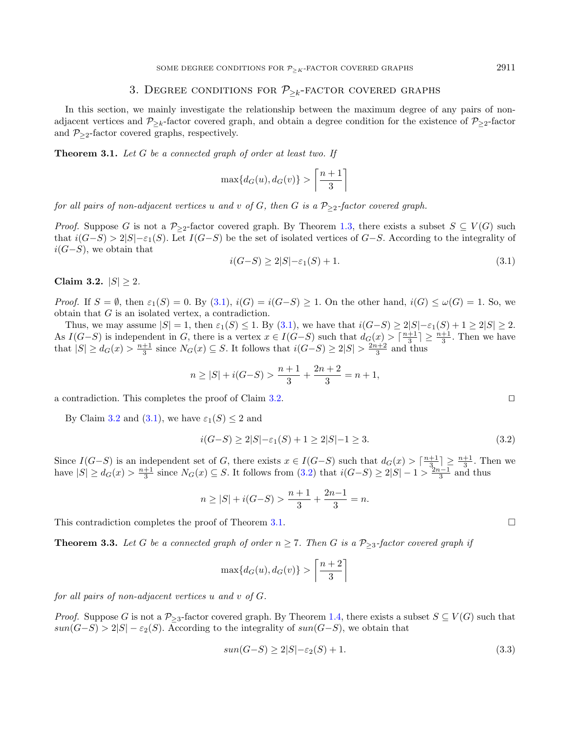## 3. Degree conditions for $\mathcal{P}_{\geq k}$-factor covered graphs

In this section, we mainly investigate the relationship between the maximum degree of any pairs of non-adjacent vertices and $\mathcal{P}_{\geq k}$-factor covered graph, and obtain a degree condition for the existence of $\mathcal{P}_{\geq 2}$-factor and $\mathcal{P}_{\geq 2}$-factor covered graphs, respectively.

**Theorem 3.1.** *Let $G$ be a connected graph of order at least two. If*

$$\max\{d_G(u), d_G(v)\} > \left\lceil \frac{n+1}{3} \right\rceil$$

*for all pairs of non-adjacent vertices $u$ and $v$ of $G$, then $G$ is a $\mathcal{P}_{\geq 2}$-factor covered graph.*

*Proof.* Suppose $G$ is not a $\mathcal{P}_{\geq 2}$-factor covered graph. By Theorem 1.3, there exists a subset $S \subseteq V(G)$ such that $i(G-S) > 2|S| - \varepsilon_1(S)$. Let $I(G-S)$ be the set of isolated vertices of $G-S$. According to the integrality of $i(G-S)$, we obtain that

$$i(G-S) \geq 2|S| - \varepsilon_1(S) + 1. \tag{3.1}$$

**Claim 3.2.** $|S| \geq 2$.

*Proof.* If $S = \emptyset$, then $\varepsilon_1(S) = 0$. By (3.1), $i(G) = i(G-S) \geq 1$. On the other hand, $i(G) \leq \omega(G) = 1$. So, we obtain that $G$ is an isolated vertex, a contradiction.

Thus, we may assume $|S| = 1$, then $\varepsilon_1(S) \leq 1$. By (3.1), we have that $i(G-S) \geq 2|S| - \varepsilon_1(S) + 1 \geq 2|S| \geq 2$. As $I(G-S)$ is independent in $G$, there is a vertex $x \in I(G-S)$ such that $d_G(x) > \lceil \frac{n+1}{3} \rceil \geq \frac{n+1}{3}$. Then we have that $|S| \geq d_G(x) > \frac{n+1}{3}$ since $N_G(x) \subseteq S$. It follows that $i(G-S) \geq 2|S| > \frac{2n+2}{3}$ and thus

$$n \geq |S| + i(G-S) > \frac{n+1}{3} + \frac{2n+2}{3} = n + 1,$$

a contradiction. This completes the proof of Claim 3.2. $\square$

By Claim 3.2 and (3.1), we have $\varepsilon_1(S) \leq 2$ and

$$i(G-S) \geq 2|S| - \varepsilon_1(S) + 1 \geq 2|S| - 1 \geq 3. \tag{3.2}$$

Since $I(G-S)$ is an independent set of $G$, there exists $x \in I(G-S)$ such that $d_G(x) > \lceil \frac{n+1}{3} \rceil \geq \frac{n+1}{3}$. Then we have $|S| \geq d_G(x) > \frac{n+1}{3}$ since $N_G(x) \subseteq S$. It follows from (3.2) that $i(G-S) \geq 2|S| - 1 > \frac{2n-1}{3}$ and thus

$$n \geq |S| + i(G-S) > \frac{n+1}{3} + \frac{2n-1}{3} = n.$$

This contradiction completes the proof of Theorem 3.1. $\square$

**Theorem 3.3.** *Let $G$ be a connected graph of order $n \geq 7$. Then $G$ is a $\mathcal{P}_{\geq 3}$-factor covered graph if*

$$\max\{d_G(u), d_G(v)\} > \left\lceil \frac{n+2}{3} \right\rceil$$

*for all pairs of non-adjacent vertices $u$ and $v$ of $G$.*

*Proof.* Suppose $G$ is not a $\mathcal{P}_{\geq 3}$-factor covered graph. By Theorem 1.4, there exists a subset $S \subseteq V(G)$ such that $sun(G-S) > 2|S| - \varepsilon_2(S)$. According to the integrality of $sun(G-S)$, we obtain that

$$sun(G-S) \geq 2|S| - \varepsilon_2(S) + 1. \tag{3.3}$$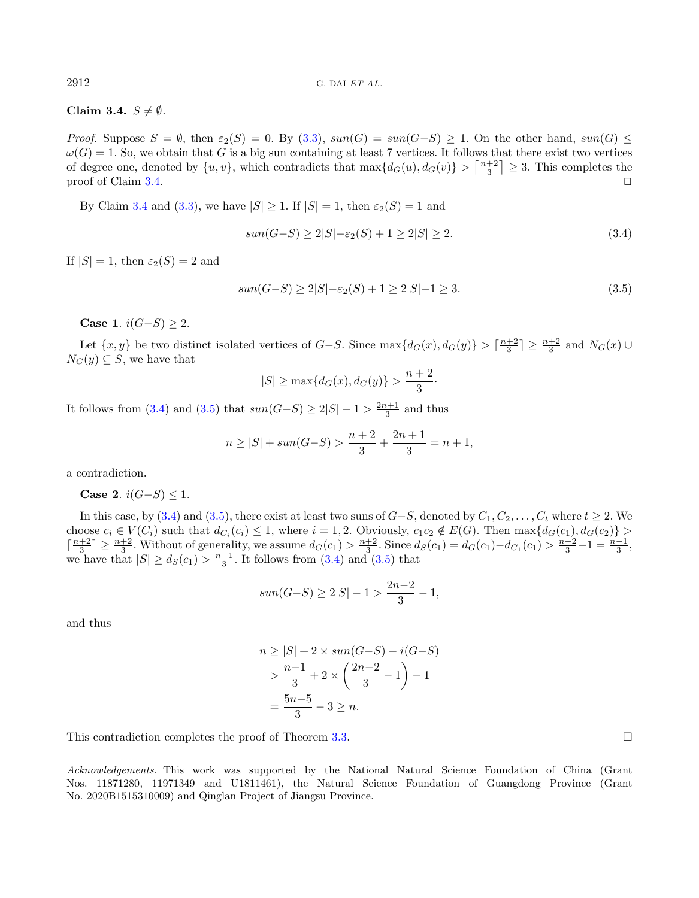**Claim 3.4.** $S \neq \emptyset$.

*Proof.* Suppose $S = \emptyset$, then $\varepsilon_2(S) = 0$. By (3.3), $sun(G) = sun(G{-}S) \geq 1$. On the other hand, $sun(G) \leq \omega(G) = 1$. So, we obtain that $G$ is a big sun containing at least 7 vertices. It follows that there exist two vertices of degree one, denoted by $\{u, v\}$, which contradicts that $\max\{d_G(u), d_G(v)\} > \lceil \frac{n+2}{3} \rceil \geq 3$. This completes the proof of Claim 3.4. □

By Claim 3.4 and (3.3), we have $|S| \geq 1$. If $|S| = 1$, then $\varepsilon_2(S) = 1$ and

$$sun(G{-}S) \geq 2|S|{-}\varepsilon_2(S) + 1 \geq 2|S| \geq 2. \tag{3.4}$$

If $|S| = 1$, then $\varepsilon_2(S) = 2$ and

$$sun(G{-}S) \geq 2|S|{-}\varepsilon_2(S) + 1 \geq 2|S|{-}1 \geq 3. \tag{3.5}$$

**Case 1**. $i(G{-}S) \geq 2$.

Let $\{x, y\}$ be two distinct isolated vertices of $G{-}S$. Since $\max\{d_G(x), d_G(y)\} > \lceil \frac{n+2}{3} \rceil \geq \frac{n+2}{3}$ and $N_G(x) \cup N_G(y) \subseteq S$, we have that

$$|S| \geq \max\{d_G(x), d_G(y)\} > \frac{n+2}{3}.$$

It follows from (3.4) and (3.5) that $sun(G{-}S) \geq 2|S| - 1 > \frac{2n+1}{3}$ and thus

$$n \geq |S| + sun(G{-}S) > \frac{n+2}{3} + \frac{2n+1}{3} = n + 1,$$

a contradiction.

**Case 2**. $i(G{-}S) \leq 1$.

In this case, by (3.4) and (3.5), there exist at least two suns of $G{-}S$, denoted by $C_1, C_2, \ldots, C_t$ where $t \geq 2$. We choose $c_i \in V(C_i)$ such that $d_{C_i}(c_i) \leq 1$, where $i = 1, 2$. Obviously, $c_1c_2 \notin E(G)$. Then $\max\{d_G(c_1), d_G(c_2)\} > \lceil \frac{n+2}{3} \rceil \geq \frac{n+2}{3}$. Without of generality, we assume $d_G(c_1) > \frac{n+2}{3}$. Since $d_S(c_1) = d_G(c_1){-}d_{C_1}(c_1) > \frac{n+2}{3}{-}1 = \frac{n-1}{3}$, we have that $|S| \geq d_S(c_1) > \frac{n-1}{3}$. It follows from (3.4) and (3.5) that

$$sun(G{-}S) \geq 2|S| - 1 > \frac{2n{-}2}{3} - 1,$$

and thus

$$\begin{aligned} n &\geq |S| + 2 \times sun(G{-}S) - i(G{-}S) \\ &> \frac{n{-}1}{3} + 2 \times \left(\frac{2n{-}2}{3} - 1\right) - 1 \\ &= \frac{5n{-}5}{3} - 3 \geq n. \end{aligned}$$

This contradiction completes the proof of Theorem 3.3. □

*Acknowledgements.* This work was supported by the National Natural Science Foundation of China (Grant Nos. 11871280, 11971349 and U1811461), the Natural Science Foundation of Guangdong Province (Grant No. 2020B1515310009) and Qinglan Project of Jiangsu Province.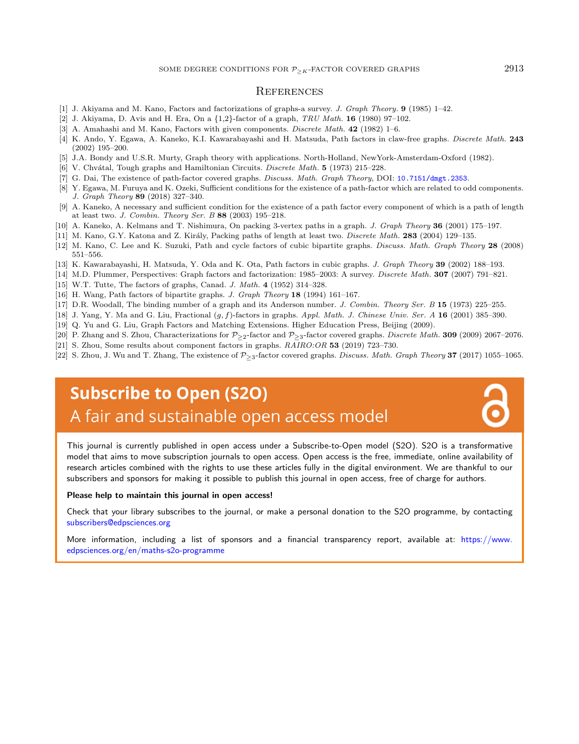## References

[1] J. Akiyama and M. Kano, Factors and factorizations of graphs-a survey. *J. Graph Theory.* **9** (1985) 1–42.

[2] J. Akiyama, D. Avis and H. Era, On a {1,2}-factor of a graph, *TRU Math.* **16** (1980) 97–102.

[3] A. Amahashi and M. Kano, Factors with given components. *Discrete Math.* **42** (1982) 1–6.

[4] K. Ando, Y. Egawa, A. Kaneko, K.I. Kawarabayashi and H. Matsuda, Path factors in claw-free graphs. *Discrete Math.* **243** (2002) 195–200.

[5] J.A. Bondy and U.S.R. Murty, Graph theory with applications. North-Holland, NewYork-Amsterdam-Oxford (1982).

[6] V. Chvátal, Tough graphs and Hamiltonian Circuits. *Discrete Math.* **5** (1973) 215–228.

[7] G. Dai, The existence of path-factor covered graphs. *Discuss. Math. Graph Theory*, DOI: 10.7151/dmgt.2353.

[8] Y. Egawa, M. Furuya and K. Ozeki, Sufficient conditions for the existence of a path-factor which are related to odd components. *J. Graph Theory* **89** (2018) 327–340.

[9] A. Kaneko, A necessary and sufficient condition for the existence of a path factor every component of which is a path of length at least two. *J. Combin. Theory Ser. B* **88** (2003) 195–218.

[10] A. Kaneko, A. Kelmans and T. Nishimura, On packing 3-vertex paths in a graph. *J. Graph Theory* **36** (2001) 175–197.

[11] M. Kano, G.Y. Katona and Z. Király, Packing paths of length at least two. *Discrete Math.* **283** (2004) 129–135.

[12] M. Kano, C. Lee and K. Suzuki, Path and cycle factors of cubic bipartite graphs. *Discuss. Math. Graph Theory* **28** (2008) 551–556.

[13] K. Kawarabayashi, H. Matsuda, Y. Oda and K. Ota, Path factors in cubic graphs. *J. Graph Theory* **39** (2002) 188–193.

[14] M.D. Plummer, Perspectives: Graph factors and factorization: 1985–2003: A survey. *Discrete Math.* **307** (2007) 791–821.

[15] W.T. Tutte, The factors of graphs, Canad. *J. Math.* **4** (1952) 314–328.

[16] H. Wang, Path factors of bipartite graphs. *J. Graph Theory* **18** (1994) 161–167.

[17] D.R. Woodall, The binding number of a graph and its Anderson number. *J. Combin. Theory Ser. B* **15** (1973) 225–255.

[18] J. Yang, Y. Ma and G. Liu, Fractional $(g, f)$-factors in graphs. *Appl. Math. J. Chinese Univ. Ser. A* **16** (2001) 385–390.

[19] Q. Yu and G. Liu, Graph Factors and Matching Extensions. Higher Education Press, Beijing (2009).

[20] P. Zhang and S. Zhou, Characterizations for $\mathcal{P}_{\geq 2}$-factor and $\mathcal{P}_{\geq 3}$-factor covered graphs. *Discrete Math.* **309** (2009) 2067–2076.

[21] S. Zhou, Some results about component factors in graphs. *RAIRO:OR* **53** (2019) 723–730.

[22] S. Zhou, J. Wu and T. Zhang, The existence of $\mathcal{P}_{\geq 3}$-factor covered graphs. *Discuss. Math. Graph Theory* **37** (2017) 1055–1065.

## Subscribe to Open (S2O)

### A fair and sustainable open access model

This journal is currently published in open access under a Subscribe-to-Open model (S2O). S2O is a transformative model that aims to move subscription journals to open access. Open access is the free, immediate, online availability of research articles combined with the rights to use these articles fully in the digital environment. We are thankful to our subscribers and sponsors for making it possible to publish this journal in open access, free of charge for authors.

**Please help to maintain this journal in open access!**

Check that your library subscribes to the journal, or make a personal donation to the S2O programme, by contacting subscribers@edpsciences.org

More information, including a list of sponsors and a financial transparency report, available at: https://www.edpsciences.org/en/maths-s2o-programme